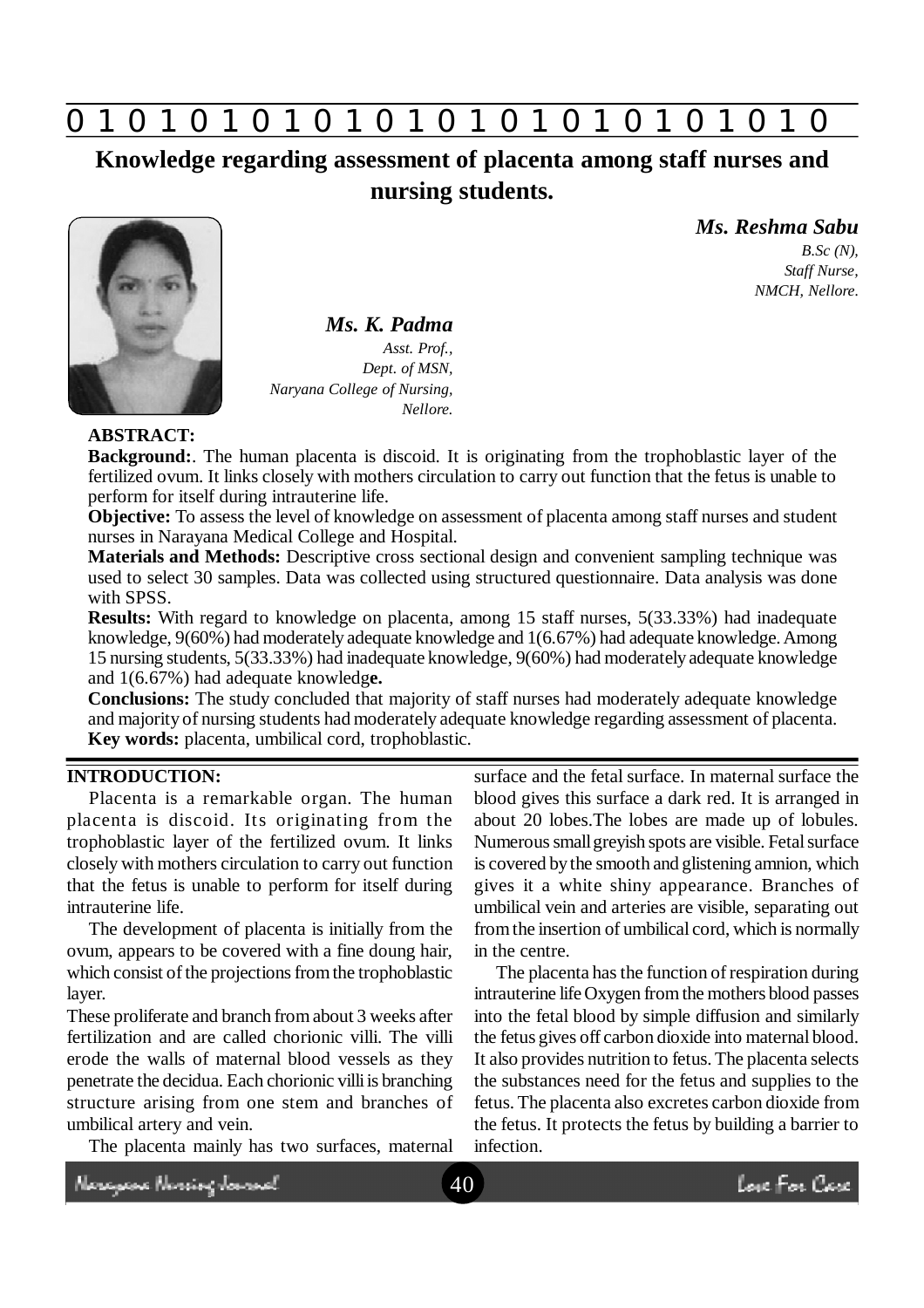# Knowledge regarding assessment of placenta among staff nurses and nursing students.

***Ms. Reshma Sabu***
*B.Sc (N),*
*Staff Nurse,*
*NMCH, Nellore.*

***Ms. K. Padma***
*Asst. Prof.,*
*Dept. of MSN,*
*Naryana College of Nursing,*
*Nellore.*

**ABSTRACT:**

**Background:**. The human placenta is discoid. It is originating from the trophoblastic layer of the fertilized ovum. It links closely with mothers circulation to carry out function that the fetus is unable to perform for itself during intrauterine life.

**Objective:** To assess the level of knowledge on assessment of placenta among staff nurses and student nurses in Narayana Medical College and Hospital.

**Materials and Methods:** Descriptive cross sectional design and convenient sampling technique was used to select 30 samples. Data was collected using structured questionnaire. Data analysis was done with SPSS.

**Results:** With regard to knowledge on placenta, among 15 staff nurses, 5(33.33%) had inadequate knowledge, 9(60%) had moderately adequate knowledge and 1(6.67%) had adequate knowledge. Among 15 nursing students, 5(33.33%) had inadequate knowledge, 9(60%) had moderately adequate knowledge and 1(6.67%) had adequate knowledg**e.**

**Conclusions:** The study concluded that majority of staff nurses had moderately adequate knowledge and majority of nursing students had moderately adequate knowledge regarding assessment of placenta.

**Key words:** placenta, umbilical cord, trophoblastic.

## INTRODUCTION:

Placenta is a remarkable organ. The human placenta is discoid. Its originating from the trophoblastic layer of the fertilized ovum. It links closely with mothers circulation to carry out function that the fetus is unable to perform for itself during intrauterine life.

The development of placenta is initially from the ovum, appears to be covered with a fine doung hair, which consist of the projections from the trophoblastic layer.

These proliferate and branch from about 3 weeks after fertilization and are called chorionic villi. The villi erode the walls of maternal blood vessels as they penetrate the decidua. Each chorionic villi is branching structure arising from one stem and branches of umbilical artery and vein.

The placenta mainly has two surfaces, maternal surface and the fetal surface. In maternal surface the blood gives this surface a dark red. It is arranged in about 20 lobes.The lobes are made up of lobules. Numerous small greyish spots are visible. Fetal surface is covered by the smooth and glistening amnion, which gives it a white shiny appearance. Branches of umbilical vein and arteries are visible, separating out from the insertion of umbilical cord, which is normally in the centre.

The placenta has the function of respiration during intrauterine life Oxygen from the mothers blood passes into the fetal blood by simple diffusion and similarly the fetus gives off carbon dioxide into maternal blood. It also provides nutrition to fetus. The placenta selects the substances need for the fetus and supplies to the fetus. The placenta also excretes carbon dioxide from the fetus. It protects the fetus by building a barrier to infection.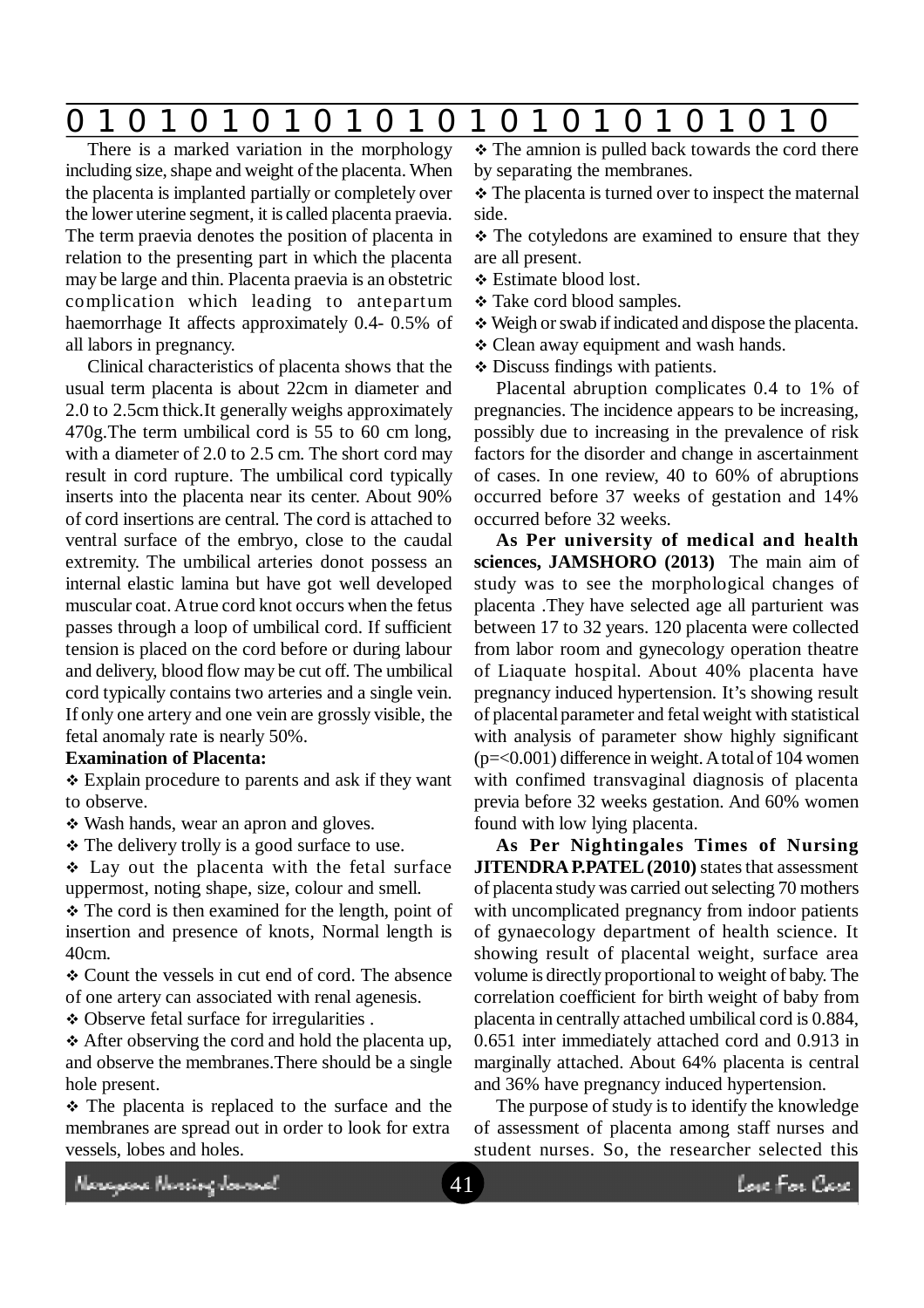There is a marked variation in the morphology including size, shape and weight of the placenta. When the placenta is implanted partially or completely over the lower uterine segment, it is called placenta praevia. The term praevia denotes the position of placenta in relation to the presenting part in which the placenta may be large and thin. Placenta praevia is an obstetric complication which leading to antepartum haemorrhage It affects approximately 0.4- 0.5% of all labors in pregnancy.

Clinical characteristics of placenta shows that the usual term placenta is about 22cm in diameter and 2.0 to 2.5cm thick.It generally weighs approximately 470g.The term umbilical cord is 55 to 60 cm long, with a diameter of 2.0 to 2.5 cm. The short cord may result in cord rupture. The umbilical cord typically inserts into the placenta near its center. About 90% of cord insertions are central. The cord is attached to ventral surface of the embryo, close to the caudal extremity. The umbilical arteries donot possess an internal elastic lamina but have got well developed muscular coat. A true cord knot occurs when the fetus passes through a loop of umbilical cord. If sufficient tension is placed on the cord before or during labour and delivery, blood flow may be cut off. The umbilical cord typically contains two arteries and a single vein. If only one artery and one vein are grossly visible, the fetal anomaly rate is nearly 50%.

**Examination of Placenta:**

- Explain procedure to parents and ask if they want to observe.
- Wash hands, wear an apron and gloves.
- The delivery trolly is a good surface to use.
- Lay out the placenta with the fetal surface uppermost, noting shape, size, colour and smell.
- The cord is then examined for the length, point of insertion and presence of knots, Normal length is 40cm.
- Count the vessels in cut end of cord. The absence of one artery can associated with renal agenesis.
- Observe fetal surface for irregularities .
- After observing the cord and hold the placenta up, and observe the membranes.There should be a single hole present.
- The placenta is replaced to the surface and the membranes are spread out in order to look for extra vessels, lobes and holes.
- The amnion is pulled back towards the cord there by separating the membranes.
- The placenta is turned over to inspect the maternal side.
- The cotyledons are examined to ensure that they are all present.
- Estimate blood lost.
- Take cord blood samples.
- Weigh or swab if indicated and dispose the placenta.
- Clean away equipment and wash hands.
- Discuss findings with patients.

Placental abruption complicates 0.4 to 1% of pregnancies. The incidence appears to be increasing, possibly due to increasing in the prevalence of risk factors for the disorder and change in ascertainment of cases. In one review, 40 to 60% of abruptions occurred before 37 weeks of gestation and 14% occurred before 32 weeks.

**As Per university of medical and health sciences, JAMSHORO (2013)** The main aim of study was to see the morphological changes of placenta .They have selected age all parturient was between 17 to 32 years. 120 placenta were collected from labor room and gynecology operation theatre of Liaquate hospital. About 40% placenta have pregnancy induced hypertension. It's showing result of placental parameter and fetal weight with statistical with analysis of parameter show highly significant ($p=<0.001$) difference in weight. A total of 104 women with confimed transvaginal diagnosis of placenta previa before 32 weeks gestation. And 60% women found with low lying placenta.

**As Per Nightingales Times of Nursing JITENDRA P.PATEL (2010)** states that assessment of placenta study was carried out selecting 70 mothers with uncomplicated pregnancy from indoor patients of gynaecology department of health science. It showing result of placental weight, surface area volume is directly proportional to weight of baby. The correlation coefficient for birth weight of baby from placenta in centrally attached umbilical cord is 0.884, 0.651 inter immediately attached cord and 0.913 in marginally attached. About 64% placenta is central and 36% have pregnancy induced hypertension.

The purpose of study is to identify the knowledge of assessment of placenta among staff nurses and student nurses. So, the researcher selected this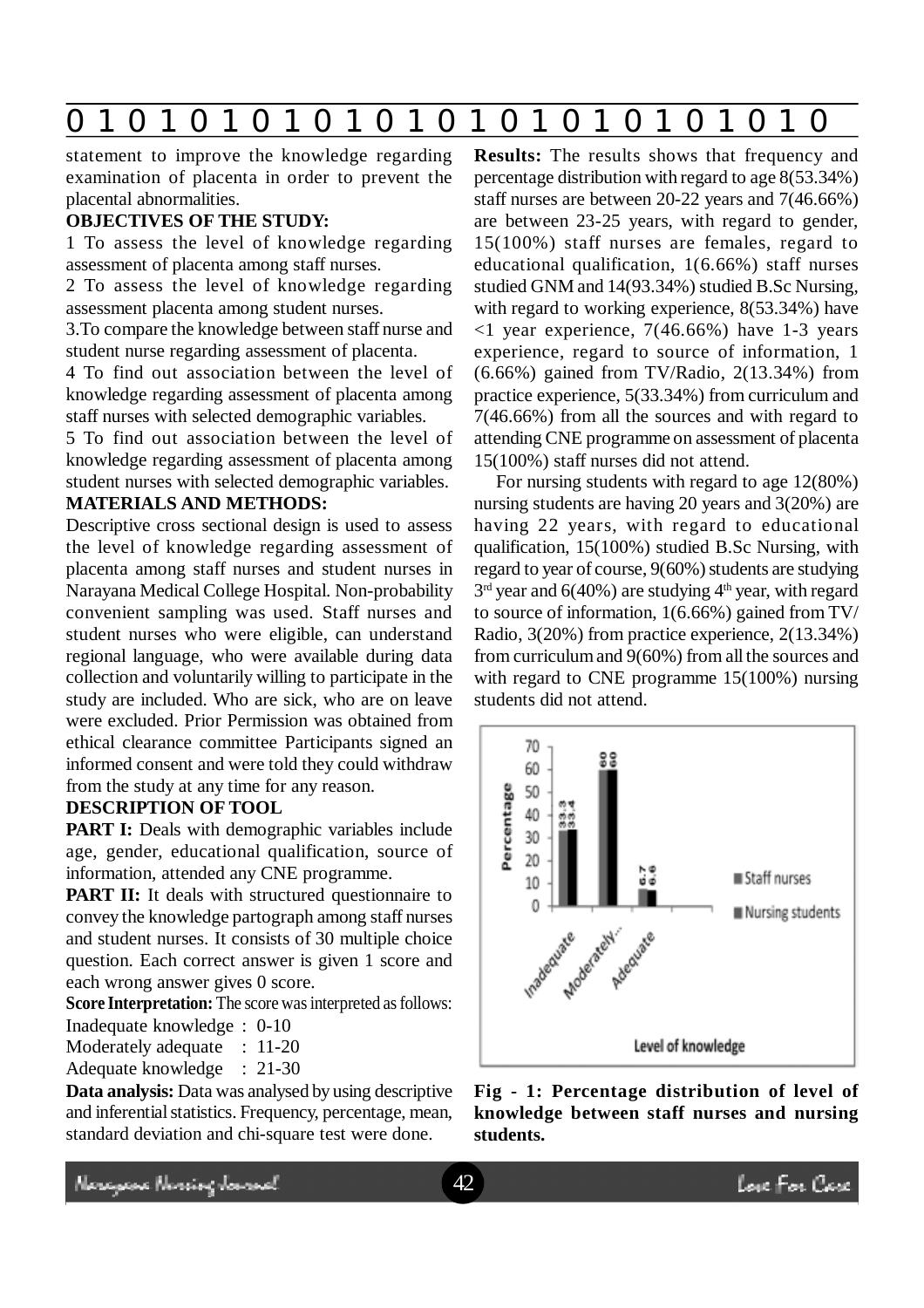statement to improve the knowledge regarding examination of placenta in order to prevent the placental abnormalities.

**OBJECTIVES OF THE STUDY:**

1 To assess the level of knowledge regarding assessment of placenta among staff nurses.

2 To assess the level of knowledge regarding assessment placenta among student nurses.

3.To compare the knowledge between staff nurse and student nurse regarding assessment of placenta.

4 To find out association between the level of knowledge regarding assessment of placenta among staff nurses with selected demographic variables.

5 To find out association between the level of knowledge regarding assessment of placenta among student nurses with selected demographic variables.

**MATERIALS AND METHODS:**

Descriptive cross sectional design is used to assess the level of knowledge regarding assessment of placenta among staff nurses and student nurses in Narayana Medical College Hospital. Non-probability convenient sampling was used. Staff nurses and student nurses who were eligible, can understand regional language, who were available during data collection and voluntarily willing to participate in the study are included. Who are sick, who are on leave were excluded. Prior Permission was obtained from ethical clearance committee Participants signed an informed consent and were told they could withdraw from the study at any time for any reason.

**DESCRIPTION OF TOOL**

**PART I:** Deals with demographic variables include age, gender, educational qualification, source of information, attended any CNE programme.

**PART II:** It deals with structured questionnaire to convey the knowledge partograph among staff nurses and student nurses. It consists of 30 multiple choice question. Each correct answer is given 1 score and each wrong answer gives 0 score.

**Score Interpretation:** The score was interpreted as follows:

Inadequate knowledge : 0-10

Moderately adequate : 11-20

Adequate knowledge : 21-30

**Data analysis:** Data was analysed by using descriptive and inferential statistics. Frequency, percentage, mean, standard deviation and chi-square test were done.

**Results:** The results shows that frequency and percentage distribution with regard to age 8(53.34%) staff nurses are between 20-22 years and 7(46.66%) are between 23-25 years, with regard to gender, 15(100%) staff nurses are females, regard to educational qualification, 1(6.66%) staff nurses studied GNM and 14(93.34%) studied B.Sc Nursing, with regard to working experience, 8(53.34%) have <1 year experience, 7(46.66%) have 1-3 years experience, regard to source of information, 1 (6.66%) gained from TV/Radio, 2(13.34%) from practice experience, 5(33.34%) from curriculum and 7(46.66%) from all the sources and with regard to attending CNE programme on assessment of placenta 15(100%) staff nurses did not attend.

For nursing students with regard to age 12(80%) nursing students are having 20 years and 3(20%) are having 22 years, with regard to educational qualification, 15(100%) studied B.Sc Nursing, with regard to year of course, 9(60%) students are studying 3rd year and 6(40%) are studying 4th year, with regard to source of information, 1(6.66%) gained from TV/Radio, 3(20%) from practice experience, 2(13.34%) from curriculum and 9(60%) from all the sources and with regard to CNE programme 15(100%) nursing students did not attend.

| Level of knowledge | Staff nurses (%) | Nursing students (%) |
|---|---|---|
| Inadequate | 33.3 | 33.4 |
| Moderately... | 60 | 60 |
| Adequate | 6.7 | 6.6 |

**Fig - 1: Percentage distribution of level of knowledge between staff nurses and nursing students.**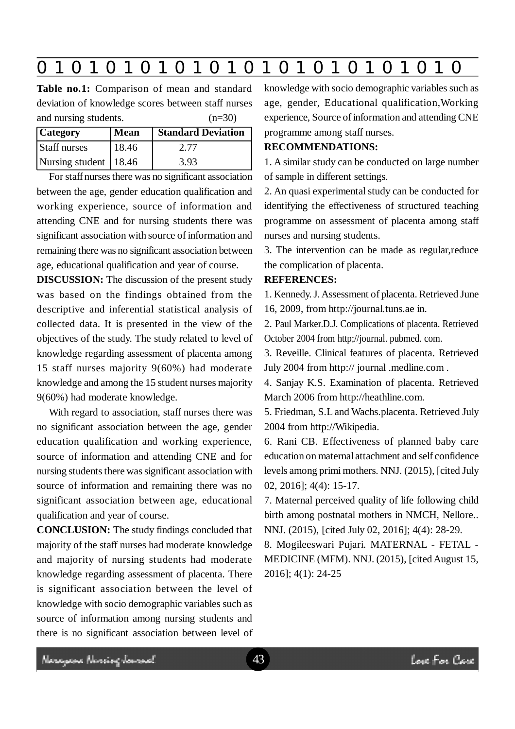**Table no.1:** Comparison of mean and standard deviation of knowledge scores between staff nurses and nursing students. (n=30)

| Category | Mean | Standard Deviation |
|---|---|---|
| Staff nurses | 18.46 | 2.77 |
| Nursing student | 18.46 | 3.93 |

For staff nurses there was no significant association between the age, gender education qualification and working experience, source of information and attending CNE and for nursing students there was significant association with source of information and remaining there was no significant association between age, educational qualification and year of course.

**DISCUSSION:** The discussion of the present study was based on the findings obtained from the descriptive and inferential statistical analysis of collected data. It is presented in the view of the objectives of the study. The study related to level of knowledge regarding assessment of placenta among 15 staff nurses majority 9(60%) had moderate knowledge and among the 15 student nurses majority 9(60%) had moderate knowledge.

With regard to association, staff nurses there was no significant association between the age, gender education qualification and working experience, source of information and attending CNE and for nursing students there was significant association with source of information and remaining there was no significant association between age, educational qualification and year of course.

**CONCLUSION:** The study findings concluded that majority of the staff nurses had moderate knowledge and majority of nursing students had moderate knowledge regarding assessment of placenta. There is significant association between the level of knowledge with socio demographic variables such as source of information among nursing students and there is no significant association between level of knowledge with socio demographic variables such as age, gender, Educational qualification,Working experience, Source of information and attending CNE programme among staff nurses.

**RECOMMENDATIONS:**

1. A similar study can be conducted on large number of sample in different settings.
2. An quasi experimental study can be conducted for identifying the effectiveness of structured teaching programme on assessment of placenta among staff nurses and nursing students.
3. The intervention can be made as regular,reduce the complication of placenta.

**REFERENCES:**

1. Kennedy. J. Assessment of placenta. Retrieved June 16, 2009, from http://journal.tuns.ae in.
2. Paul Marker.D.J. Complications of placenta. Retrieved October 2004 from http;//journal. pubmed. com.
3. Reveille. Clinical features of placenta. Retrieved July 2004 from http:// journal .medline.com .
4. Sanjay K.S. Examination of placenta. Retrieved March 2006 from http://heathline.com.
5. Friedman, S.L and Wachs.placenta. Retrieved July 2004 from http://Wikipedia.
6. Rani CB. Effectiveness of planned baby care education on maternal attachment and self confidence levels among primi mothers. NNJ. (2015), [cited July 02, 2016]; 4(4): 15-17.
7. Maternal perceived quality of life following child birth among postnatal mothers in NMCH, Nellore.. NNJ. (2015), [cited July 02, 2016]; 4(4): 28-29.
8. Mogileeswari Pujari. MATERNAL - FETAL - MEDICINE (MFM). NNJ. (2015), [cited August 15, 2016]; 4(1): 24-25